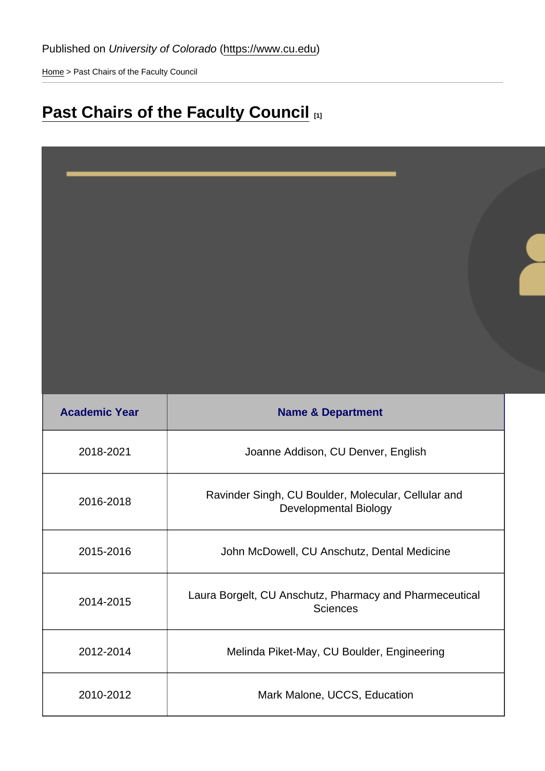Published on *University of Colorado* (https://www.cu.edu)

Home > Past Chairs of the Faculty Council

# Past Chairs of the Faculty Council [1]

| Academic Year | Name & Department |
|---|---|
| 2018-2021 | Joanne Addison, CU Denver, English |
| 2016-2018 | Ravinder Singh, CU Boulder, Molecular, Cellular and Developmental Biology |
| 2015-2016 | John McDowell, CU Anschutz, Dental Medicine |
| 2014-2015 | Laura Borgelt, CU Anschutz, Pharmacy and Pharmaceutical Sciences |
| 2012-2014 | Melinda Piket-May, CU Boulder, Engineering |
| 2010-2012 | Mark Malone, UCCS, Education |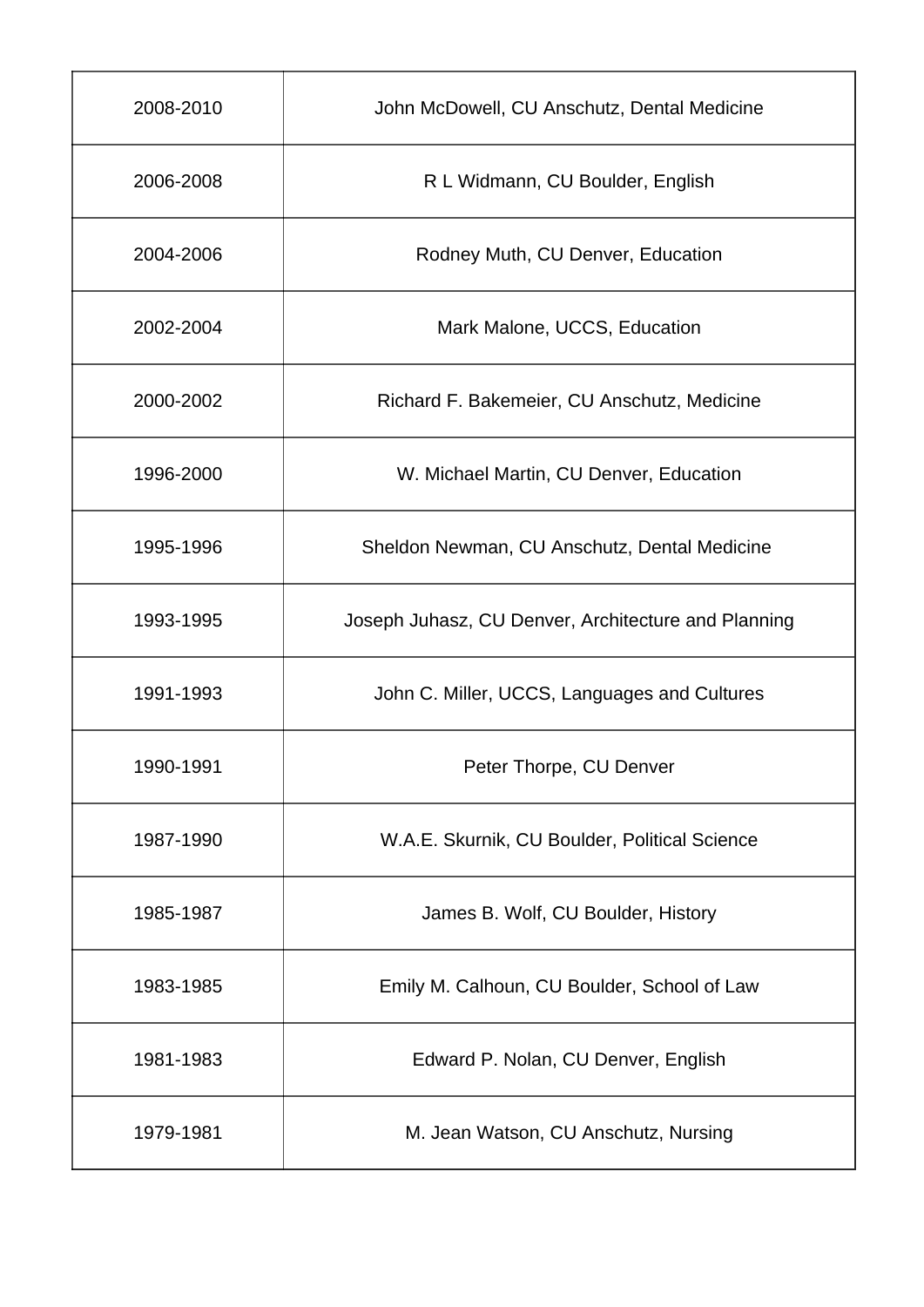| | |
|---|---|
| 2008-2010 | John McDowell, CU Anschutz, Dental Medicine |
| 2006-2008 | R L Widmann, CU Boulder, English |
| 2004-2006 | Rodney Muth, CU Denver, Education |
| 2002-2004 | Mark Malone, UCCS, Education |
| 2000-2002 | Richard F. Bakemeier, CU Anschutz, Medicine |
| 1996-2000 | W. Michael Martin, CU Denver, Education |
| 1995-1996 | Sheldon Newman, CU Anschutz, Dental Medicine |
| 1993-1995 | Joseph Juhasz, CU Denver, Architecture and Planning |
| 1991-1993 | John C. Miller, UCCS, Languages and Cultures |
| 1990-1991 | Peter Thorpe, CU Denver |
| 1987-1990 | W.A.E. Skurnik, CU Boulder, Political Science |
| 1985-1987 | James B. Wolf, CU Boulder, History |
| 1983-1985 | Emily M. Calhoun, CU Boulder, School of Law |
| 1981-1983 | Edward P. Nolan, CU Denver, English |
| 1979-1981 | M. Jean Watson, CU Anschutz, Nursing |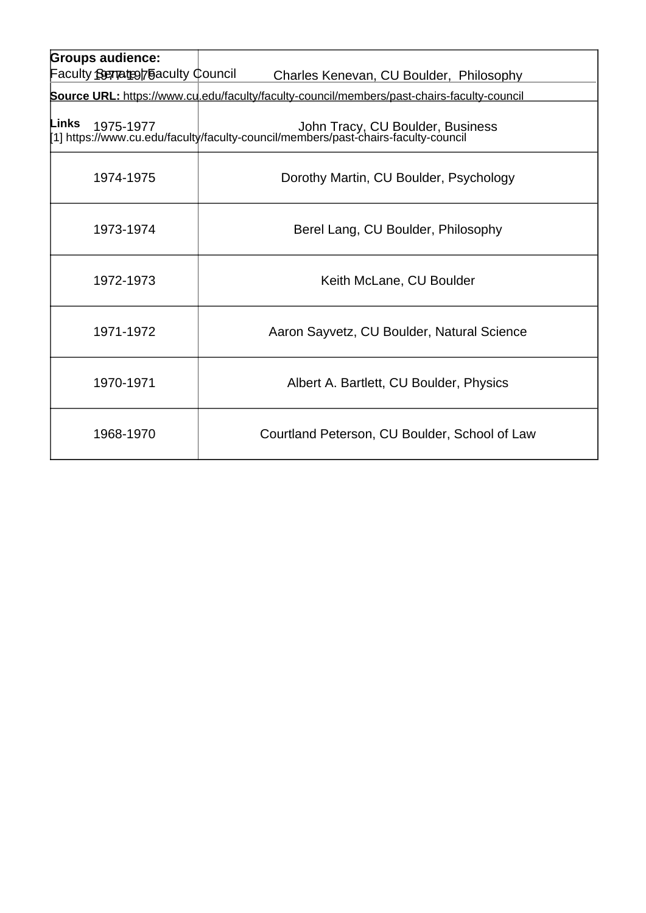| | |
|---|---|
| 1977-1975 | Charles Kenevan, CU Boulder, Philosophy |
| 1975-1977 | John Tracy, CU Boulder, Business |
| 1974-1975 | Dorothy Martin, CU Boulder, Psychology |
| 1973-1974 | Berel Lang, CU Boulder, Philosophy |
| 1972-1973 | Keith McLane, CU Boulder |
| 1971-1972 | Aaron Sayvetz, CU Boulder, Natural Science |
| 1970-1971 | Albert A. Bartlett, CU Boulder, Physics |
| 1968-1970 | Courtland Peterson, CU Boulder, School of Law |

**Groups audience:**
Faculty Senate / Faculty Council

**Source URL:** https://www.cu.edu/faculty/faculty-council/members/past-chairs-faculty-council

**Links**
[1] https://www.cu.edu/faculty/faculty-council/members/past-chairs-faculty-council